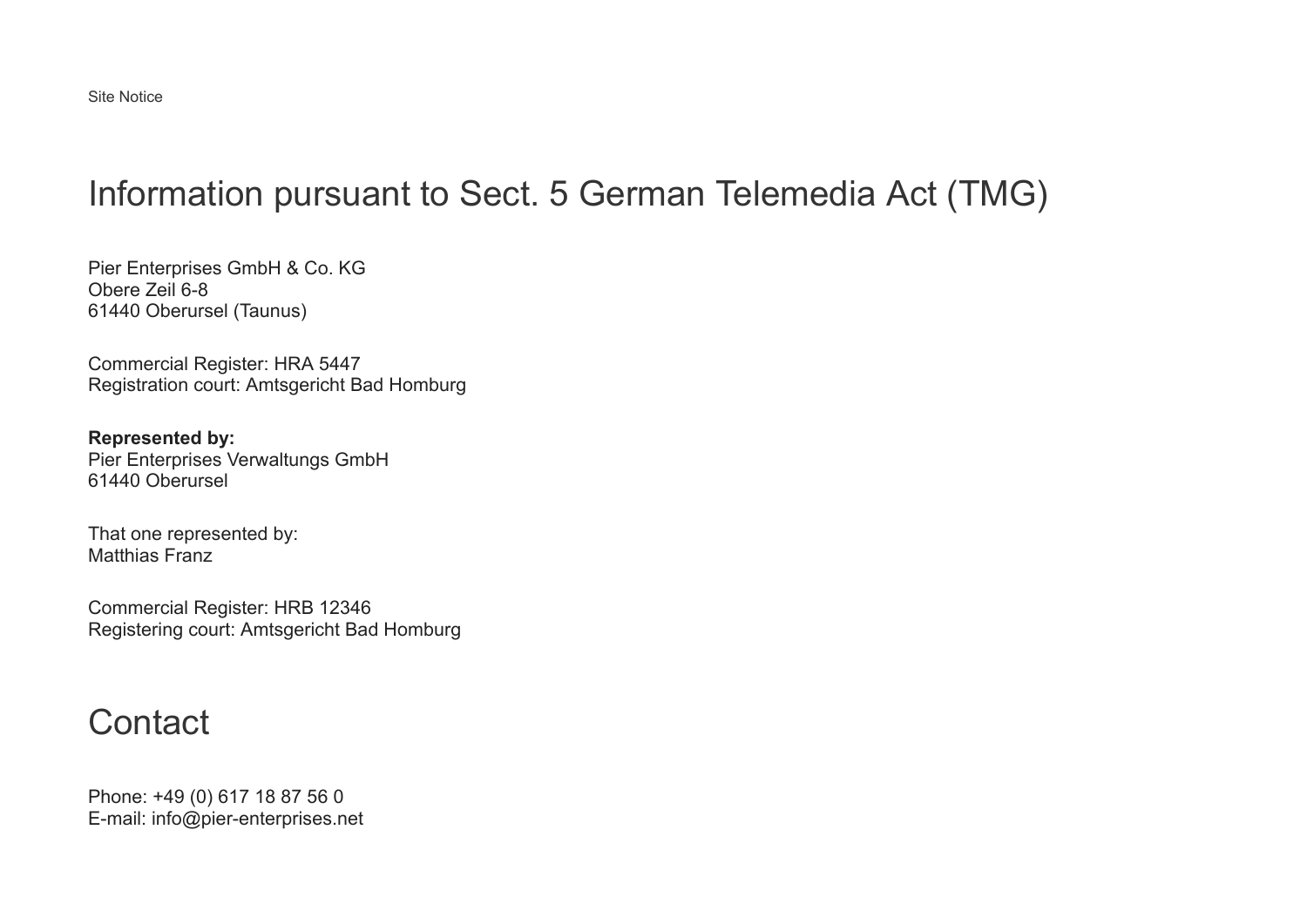Site Notice

# Information pursuant to Sect. 5 German Telemedia Act (TMG)

Pier Enterprises GmbH & Co. KG
Obere Zeil 6-8
61440 Oberursel (Taunus)

Commercial Register: HRA 5447
Registration court: Amtsgericht Bad Homburg

**Represented by:**
Pier Enterprises Verwaltungs GmbH
61440 Oberursel

That one represented by:
Matthias Franz

Commercial Register: HRB 12346
Registering court: Amtsgericht Bad Homburg

# Contact

Phone: +49 (0) 617 18 87 56 0
E-mail: info@pier-enterprises.net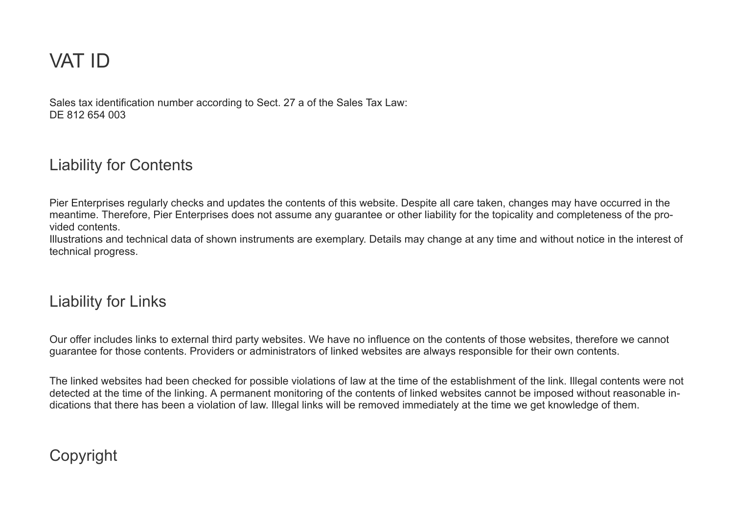## VAT ID

Sales tax identification number according to Sect. 27 a of the Sales Tax Law:
DE 812 654 003

## Liability for Contents

Pier Enterprises regularly checks and updates the contents of this website. Despite all care taken, changes may have occurred in the meantime. Therefore, Pier Enterprises does not assume any guarantee or other liability for the topicality and completeness of the provided contents.
Illustrations and technical data of shown instruments are exemplary. Details may change at any time and without notice in the interest of technical progress.

## Liability for Links

Our offer includes links to external third party websites. We have no influence on the contents of those websites, therefore we cannot guarantee for those contents. Providers or administrators of linked websites are always responsible for their own contents.

The linked websites had been checked for possible violations of law at the time of the establishment of the link. Illegal contents were not detected at the time of the linking. A permanent monitoring of the contents of linked websites cannot be imposed without reasonable indications that there has been a violation of law. Illegal links will be removed immediately at the time we get knowledge of them.

## Copyright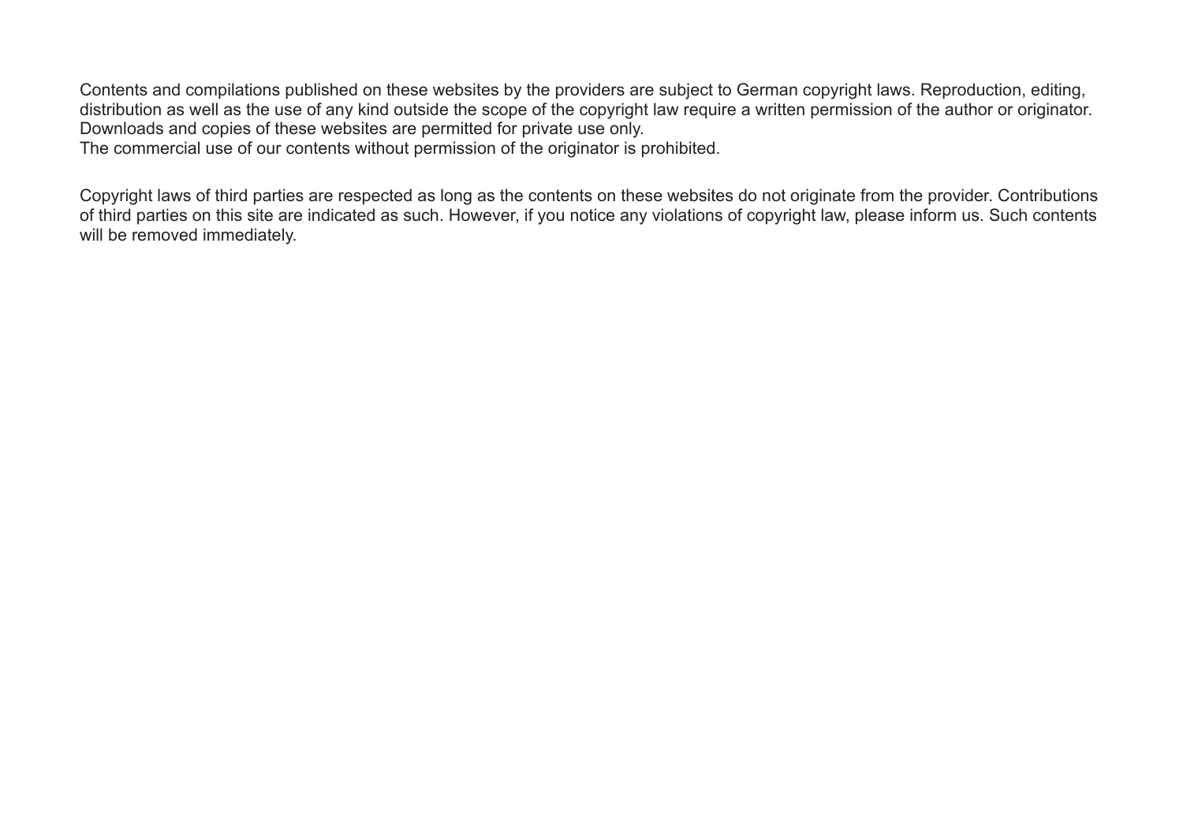Contents and compilations published on these websites by the providers are subject to German copyright laws. Reproduction, editing, distribution as well as the use of any kind outside the scope of the copyright law require a written permission of the author or originator. Downloads and copies of these websites are permitted for private use only.
The commercial use of our contents without permission of the originator is prohibited.

Copyright laws of third parties are respected as long as the contents on these websites do not originate from the provider. Contributions of third parties on this site are indicated as such. However, if you notice any violations of copyright law, please inform us. Such contents will be removed immediately.